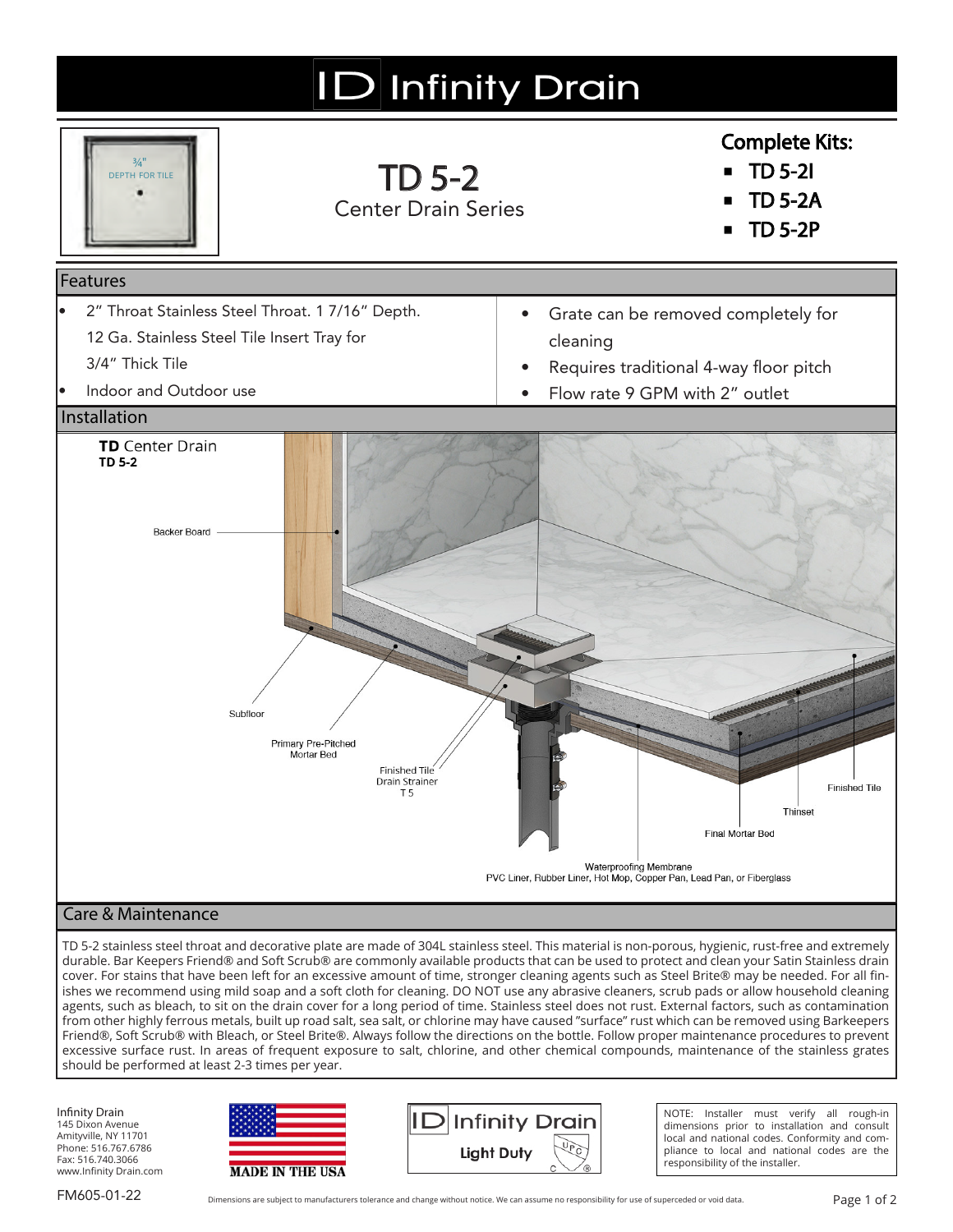# Infinity Drain

## TD 5-2

Center Drain Series

**Complete Kits:**

- TD 5-2I
- TD 5-2A
- TD 5-2P

## Features

- 2" Throat Stainless Steel Throat. 1 7/16" Depth. 12 Ga. Stainless Steel Tile Insert Tray for 3/4" Thick Tile
- Indoor and Outdoor use
- Grate can be removed completely for cleaning
- Requires traditional 4-way floor pitch
- Flow rate 9 GPM with 2" outlet

## Installation

**TD** Center Drain
**TD 5-2**

Backer Board

Subfloor

Primary Pre-Pitched Mortar Bed

Finished Tile Drain Strainer T 5

Finished Tile

Thinset

Final Mortar Bed

Waterproofing Membrane
PVC Liner, Rubber Liner, Hot Mop, Copper Pan, Lead Pan, or Fiberglass

## Care & Maintenance

TD 5-2 stainless steel throat and decorative plate are made of 304L stainless steel. This material is non-porous, hygienic, rust-free and extremely durable. Bar Keepers Friend® and Soft Scrub® are commonly available products that can be used to protect and clean your Satin Stainless drain cover. For stains that have been left for an excessive amount of time, stronger cleaning agents such as Steel Brite® may be needed. For all finishes we recommend using mild soap and a soft cloth for cleaning. DO NOT use any abrasive cleaners, scrub pads or allow household cleaning agents, such as bleach, to sit on the drain cover for a long period of time. Stainless steel does not rust. External factors, such as contamination from other highly ferrous metals, built up road salt, sea salt, or chlorine may have caused "surface" rust which can be removed using Barkeepers Friend®, Soft Scrub® with Bleach, or Steel Brite®. Always follow the directions on the bottle. Follow proper maintenance procedures to prevent excessive surface rust. In areas of frequent exposure to salt, chlorine, and other chemical compounds, maintenance of the stainless grates should be performed at least 2-3 times per year.

Infinity Drain
145 Dixon Avenue
Amityville, NY 11701
Phone: 516.767.6786
Fax: 516.740.3066
www.Infinity Drain.com

MADE IN THE USA

Infinity Drain
Light Duty

NOTE: Installer must verify all rough-in dimensions prior to installation and consult local and national codes. Conformity and compliance to local and national codes are the responsibility of the installer.

FM605-01-22

Dimensions are subject to manufacturers tolerance and change without notice. We can assume no responsibility for use of superceded or void data.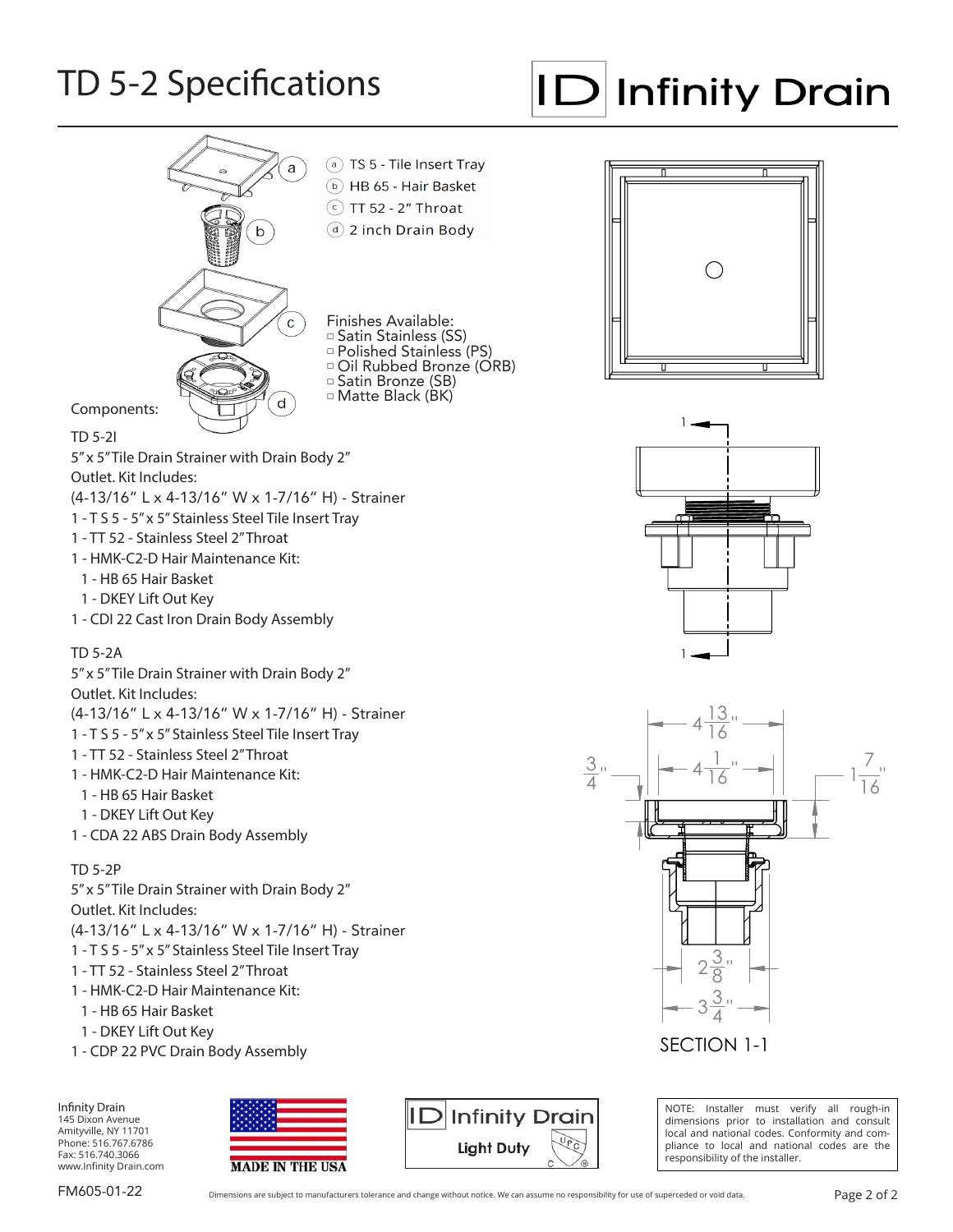# TD 5-2 Specifications

Infinity Drain

- a TS 5 - Tile Insert Tray
- b HB 65 - Hair Basket
- c TT 52 - 2" Throat
- d 2 inch Drain Body

Finishes Available:
- □ Satin Stainless (SS)
- □ Polished Stainless (PS)
- □ Oil Rubbed Bronze (ORB)
- □ Satin Bronze (SB)
- □ Matte Black (BK)

Components:

TD 5-2I
5" x 5" Tile Drain Strainer with Drain Body 2" Outlet. Kit Includes:
(4-13/16" L x 4-13/16" W x 1-7/16" H) - Strainer
1 - T S 5 - 5" x 5" Stainless Steel Tile Insert Tray
1 - TT 52 - Stainless Steel 2" Throat
1 - HMK-C2-D Hair Maintenance Kit:
  1 - HB 65 Hair Basket
  1 - DKEY Lift Out Key
1 - CDI 22 Cast Iron Drain Body Assembly

TD 5-2A
5" x 5" Tile Drain Strainer with Drain Body 2" Outlet. Kit Includes:
(4-13/16" L x 4-13/16" W x 1-7/16" H) - Strainer
1 - T S 5 - 5" x 5" Stainless Steel Tile Insert Tray
1 - TT 52 - Stainless Steel 2" Throat
1 - HMK-C2-D Hair Maintenance Kit:
  1 - HB 65 Hair Basket
  1 - DKEY Lift Out Key
1 - CDA 22 ABS Drain Body Assembly

TD 5-2P
5" x 5" Tile Drain Strainer with Drain Body 2" Outlet. Kit Includes:
(4-13/16" L x 4-13/16" W x 1-7/16" H) - Strainer
1 - T S 5 - 5" x 5" Stainless Steel Tile Insert Tray
1 - TT 52 - Stainless Steel 2" Throat
1 - HMK-C2-D Hair Maintenance Kit:
  1 - HB 65 Hair Basket
  1 - DKEY Lift Out Key
1 - CDP 22 PVC Drain Body Assembly

1
1

4 13/16"
4 1/16"
3/4"
1 7/16"
2 3/8"
3 3/4"

SECTION 1-1

Infinity Drain
145 Dixon Avenue
Amityville, NY 11701
Phone: 516.767.6786
Fax: 516.740.3066
www.Infinity Drain.com

MADE IN THE USA

Infinity Drain
Light Duty
UPC

NOTE: Installer must verify all rough-in dimensions prior to installation and consult local and national codes. Conformity and compliance to local and national codes are the responsibility of the installer.

FM605-01-22

Dimensions are subject to manufacturers tolerance and change without notice. We can assume no responsibility for use of superceded or void data.